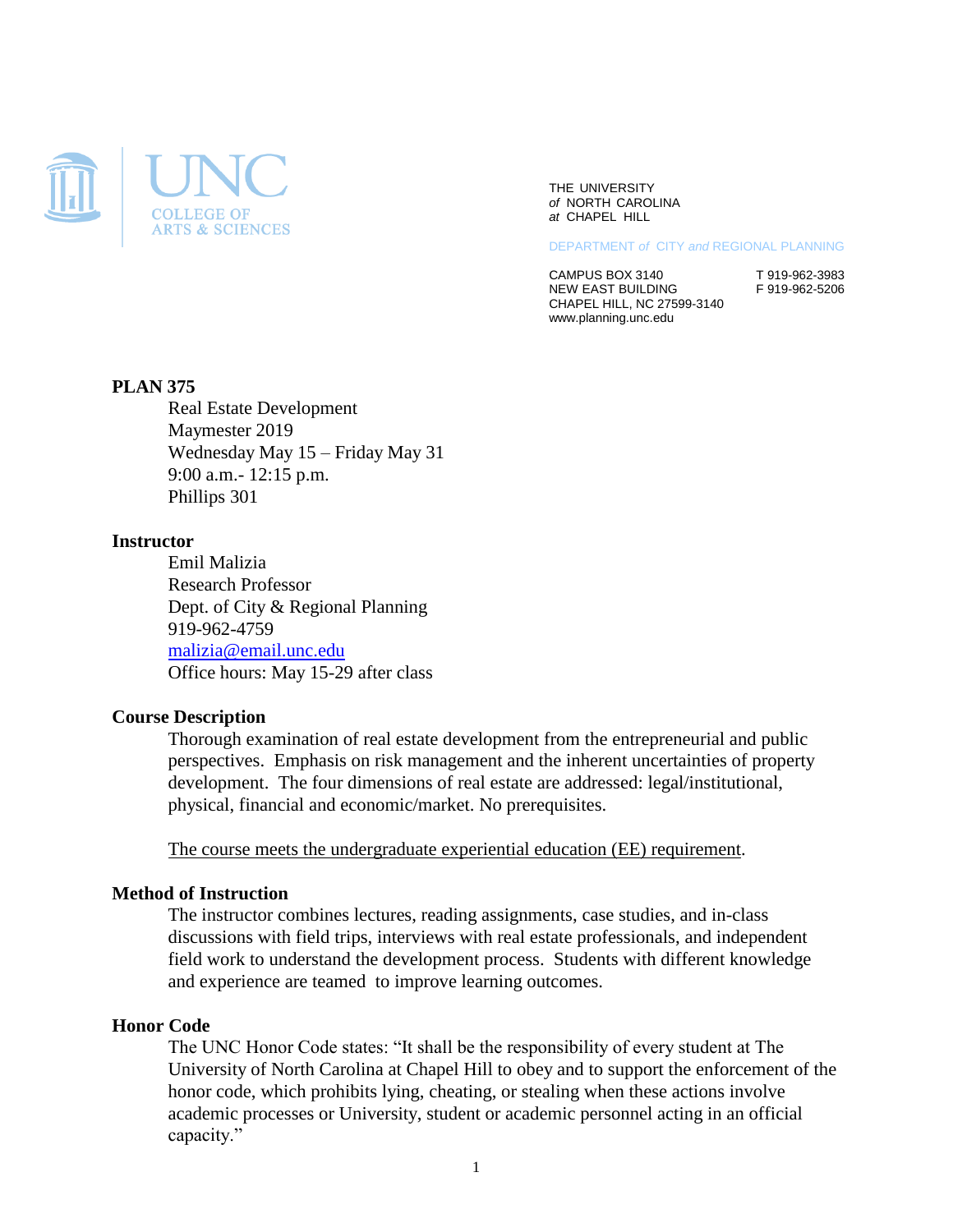UNC COLLEGE OF ARTS & SCIENCES

THE UNIVERSITY
*of* NORTH CAROLINA
*at* CHAPEL HILL

DEPARTMENT *of* CITY *and* REGIONAL PLANNING

CAMPUS BOX 3140
NEW EAST BUILDING
CHAPEL HILL, NC 27599-3140
www.planning.unc.edu

T 919-962-3983
F 919-962-5206

**PLAN 375**

Real Estate Development
Maymester 2019
Wednesday May 15 – Friday May 31
9:00 a.m.- 12:15 p.m.
Phillips 301

**Instructor**

Emil Malizia
Research Professor
Dept. of City & Regional Planning
919-962-4759
malizia@email.unc.edu
Office hours: May 15-29 after class

**Course Description**

Thorough examination of real estate development from the entrepreneurial and public perspectives. Emphasis on risk management and the inherent uncertainties of property development. The four dimensions of real estate are addressed: legal/institutional, physical, financial and economic/market. No prerequisites.

The course meets the undergraduate experiential education (EE) requirement.

**Method of Instruction**

The instructor combines lectures, reading assignments, case studies, and in-class discussions with field trips, interviews with real estate professionals, and independent field work to understand the development process. Students with different knowledge and experience are teamed to improve learning outcomes.

**Honor Code**

The UNC Honor Code states: "It shall be the responsibility of every student at The University of North Carolina at Chapel Hill to obey and to support the enforcement of the honor code, which prohibits lying, cheating, or stealing when these actions involve academic processes or University, student or academic personnel acting in an official capacity."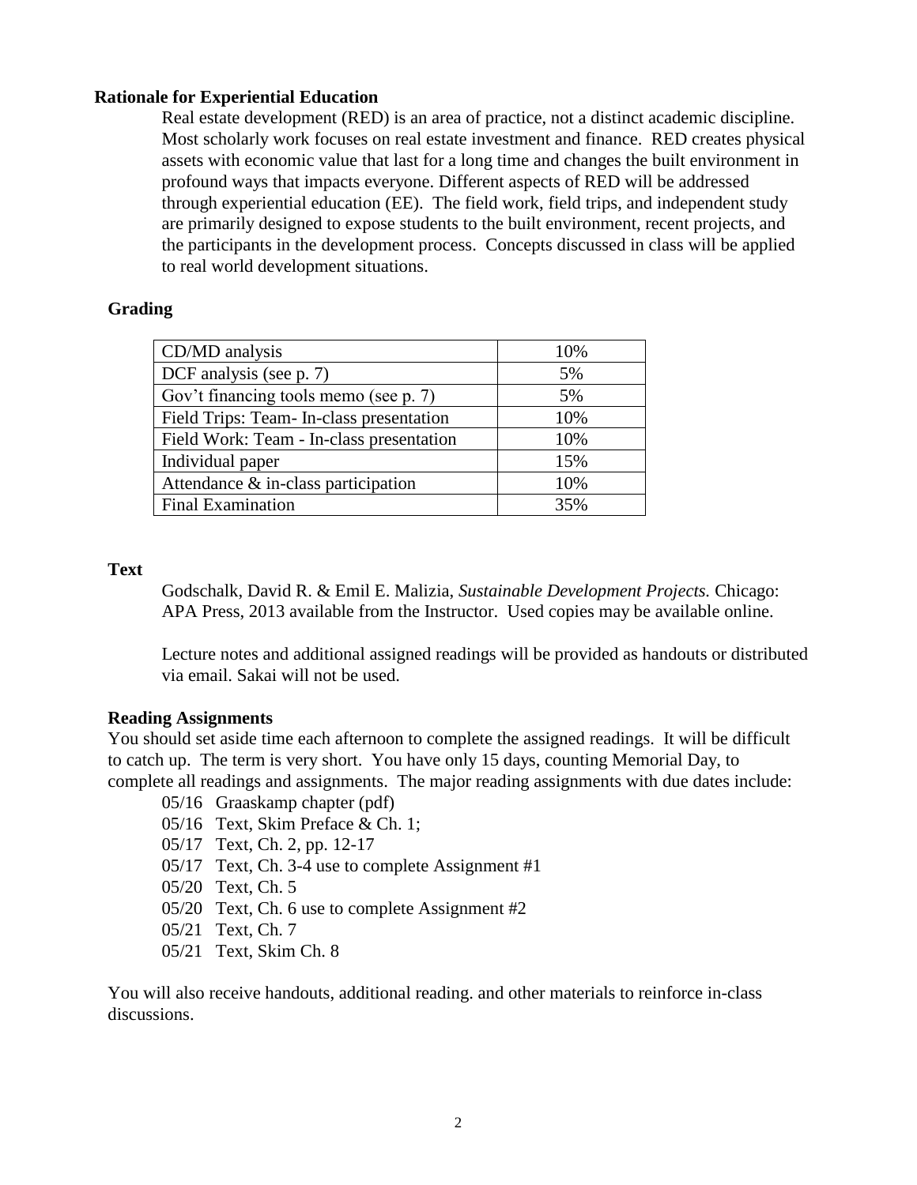### Rationale for Experiential Education

Real estate development (RED) is an area of practice, not a distinct academic discipline. Most scholarly work focuses on real estate investment and finance. RED creates physical assets with economic value that last for a long time and changes the built environment in profound ways that impacts everyone. Different aspects of RED will be addressed through experiential education (EE). The field work, field trips, and independent study are primarily designed to expose students to the built environment, recent projects, and the participants in the development process. Concepts discussed in class will be applied to real world development situations.

### Grading

| Component | Weight |
|---|---|
| CD/MD analysis | 10% |
| DCF analysis (see p. 7) | 5% |
| Gov't financing tools memo (see p. 7) | 5% |
| Field Trips: Team- In-class presentation | 10% |
| Field Work: Team - In-class presentation | 10% |
| Individual paper | 15% |
| Attendance & in-class participation | 10% |
| Final Examination | 35% |

### Text

Godschalk, David R. & Emil E. Malizia, *Sustainable Development Projects.* Chicago: APA Press, 2013 available from the Instructor. Used copies may be available online.

Lecture notes and additional assigned readings will be provided as handouts or distributed via email. Sakai will not be used.

### Reading Assignments

You should set aside time each afternoon to complete the assigned readings. It will be difficult to catch up. The term is very short. You have only 15 days, counting Memorial Day, to complete all readings and assignments. The major reading assignments with due dates include:

- 05/16 Graaskamp chapter (pdf)
- 05/16 Text, Skim Preface & Ch. 1;
- 05/17 Text, Ch. 2, pp. 12-17
- 05/17 Text, Ch. 3-4 use to complete Assignment #1
- 05/20 Text, Ch. 5
- 05/20 Text, Ch. 6 use to complete Assignment #2
- 05/21 Text, Ch. 7
- 05/21 Text, Skim Ch. 8

You will also receive handouts, additional reading. and other materials to reinforce in-class discussions.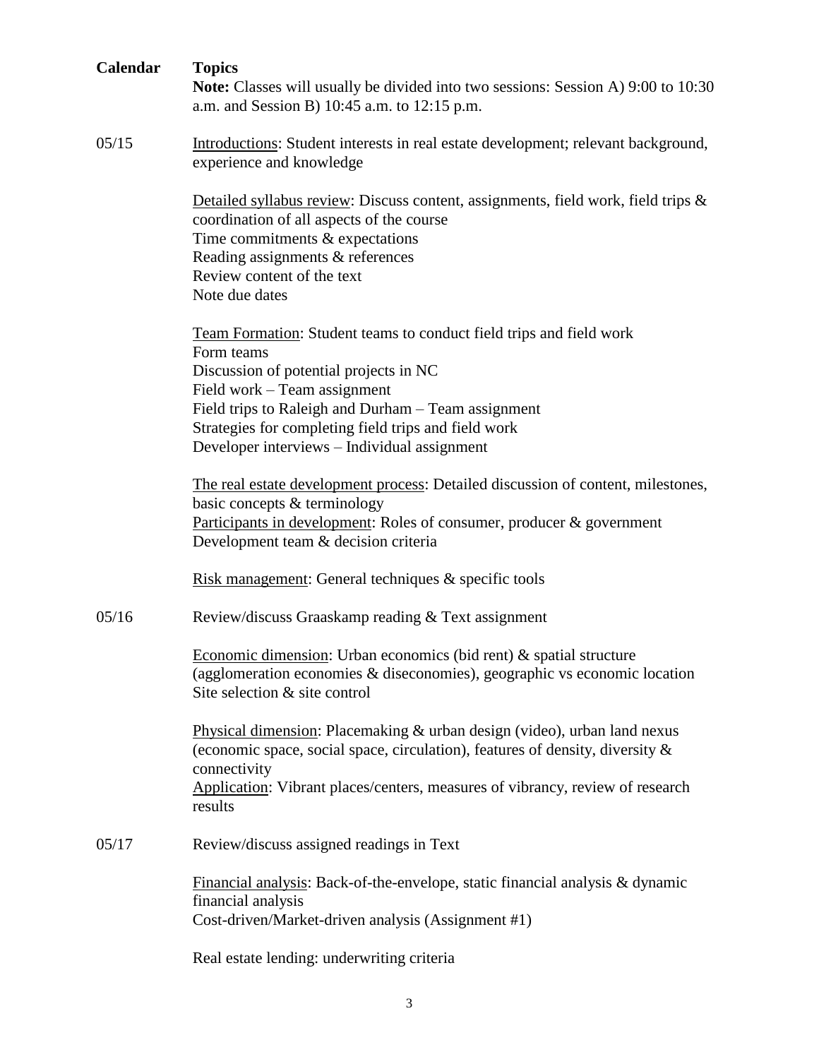| Calendar | Topics |
|---|---|
| | **Note:** Classes will usually be divided into two sessions: Session A) 9:00 to 10:30 a.m. and Session B) 10:45 a.m. to 12:15 p.m. |
| 05/15 | <u>Introductions</u>: Student interests in real estate development; relevant background, experience and knowledge |
| | <u>Detailed syllabus review</u>: Discuss content, assignments, field work, field trips & coordination of all aspects of the course<br>Time commitments & expectations<br>Reading assignments & references<br>Review content of the text<br>Note due dates |
| | <u>Team Formation</u>: Student teams to conduct field trips and field work<br>Form teams<br>Discussion of potential projects in NC<br>Field work – Team assignment<br>Field trips to Raleigh and Durham – Team assignment<br>Strategies for completing field trips and field work<br>Developer interviews – Individual assignment |
| | <u>The real estate development process</u>: Detailed discussion of content, milestones, basic concepts & terminology<br><u>Participants in development</u>: Roles of consumer, producer & government<br>Development team & decision criteria |
| | <u>Risk management</u>: General techniques & specific tools |
| 05/16 | Review/discuss Graaskamp reading & Text assignment |
| | <u>Economic dimension</u>: Urban economics (bid rent) & spatial structure (agglomeration economies & diseconomies), geographic vs economic location<br>Site selection & site control |
| | <u>Physical dimension</u>: Placemaking & urban design (video), urban land nexus (economic space, social space, circulation), features of density, diversity & connectivity<br><u>Application</u>: Vibrant places/centers, measures of vibrancy, review of research results |
| 05/17 | Review/discuss assigned readings in Text |
| | <u>Financial analysis</u>: Back-of-the-envelope, static financial analysis & dynamic financial analysis<br>Cost-driven/Market-driven analysis (Assignment #1) |
| | Real estate lending: underwriting criteria |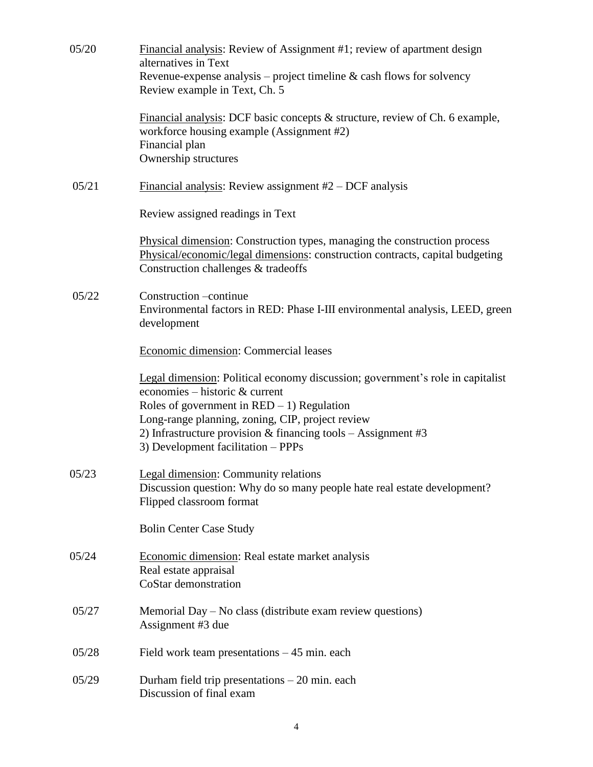05/20 <u>Financial analysis</u>: Review of Assignment #1; review of apartment design alternatives in Text
Revenue-expense analysis – project timeline & cash flows for solvency
Review example in Text, Ch. 5

<u>Financial analysis</u>: DCF basic concepts & structure, review of Ch. 6 example, workforce housing example (Assignment #2)
Financial plan
Ownership structures

05/21 <u>Financial analysis</u>: Review assignment #2 – DCF analysis

Review assigned readings in Text

<u>Physical dimension</u>: Construction types, managing the construction process
<u>Physical/economic/legal dimensions</u>: construction contracts, capital budgeting
Construction challenges & tradeoffs

05/22 Construction –continue
Environmental factors in RED: Phase I-III environmental analysis, LEED, green development

<u>Economic dimension</u>: Commercial leases

<u>Legal dimension</u>: Political economy discussion; government's role in capitalist economies – historic & current
Roles of government in RED – 1) Regulation
Long-range planning, zoning, CIP, project review
2) Infrastructure provision & financing tools – Assignment #3
3) Development facilitation – PPPs

05/23 <u>Legal dimension</u>: Community relations
Discussion question: Why do so many people hate real estate development?
Flipped classroom format

Bolin Center Case Study

05/24 <u>Economic dimension</u>: Real estate market analysis
Real estate appraisal
CoStar demonstration

05/27 Memorial Day – No class (distribute exam review questions)
Assignment #3 due

05/28 Field work team presentations – 45 min. each

05/29 Durham field trip presentations – 20 min. each
Discussion of final exam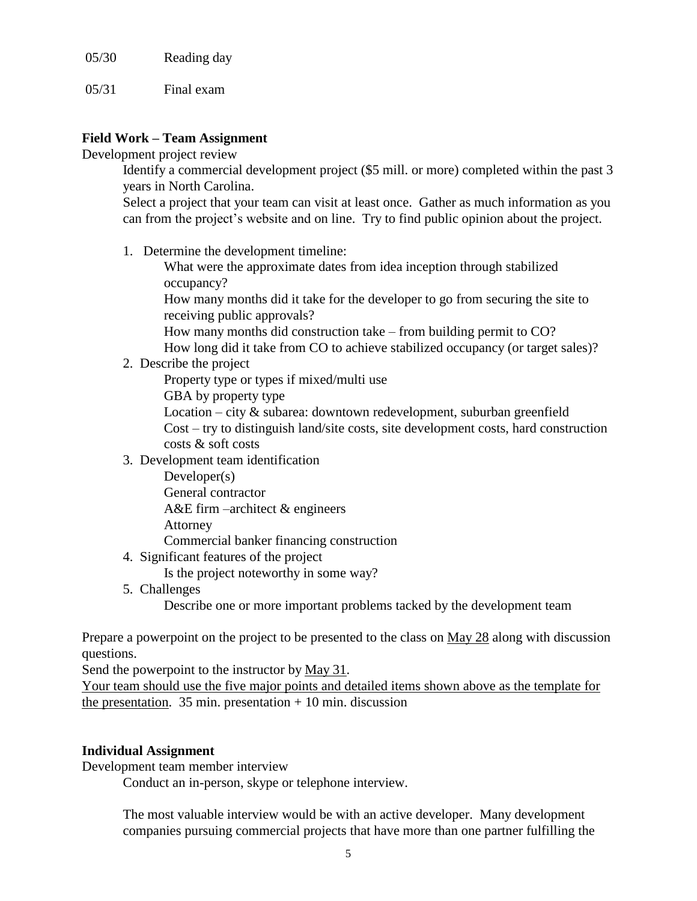05/30 Reading day

05/31 Final exam

**Field Work – Team Assignment**

Development project review

Identify a commercial development project ($5 mill. or more) completed within the past 3 years in North Carolina.

Select a project that your team can visit at least once. Gather as much information as you can from the project's website and on line. Try to find public opinion about the project.

1. Determine the development timeline:
   - What were the approximate dates from idea inception through stabilized occupancy?
   - How many months did it take for the developer to go from securing the site to receiving public approvals?
   - How many months did construction take – from building permit to CO?
   - How long did it take from CO to achieve stabilized occupancy (or target sales)?
2. Describe the project
   - Property type or types if mixed/multi use
   - GBA by property type
   - Location – city & subarea: downtown redevelopment, suburban greenfield
   - Cost – try to distinguish land/site costs, site development costs, hard construction costs & soft costs
3. Development team identification
   - Developer(s)
   - General contractor
   - A&E firm –architect & engineers
   - Attorney
   - Commercial banker financing construction
4. Significant features of the project
   - Is the project noteworthy in some way?
5. Challenges
   - Describe one or more important problems tacked by the development team

Prepare a powerpoint on the project to be presented to the class on <u>May 28</u> along with discussion questions.

Send the powerpoint to the instructor by <u>May 31</u>.

<u>Your team should use the five major points and detailed items shown above as the template for the presentation</u>. 35 min. presentation + 10 min. discussion

**Individual Assignment**

Development team member interview

Conduct an in-person, skype or telephone interview.

The most valuable interview would be with an active developer. Many development companies pursuing commercial projects that have more than one partner fulfilling the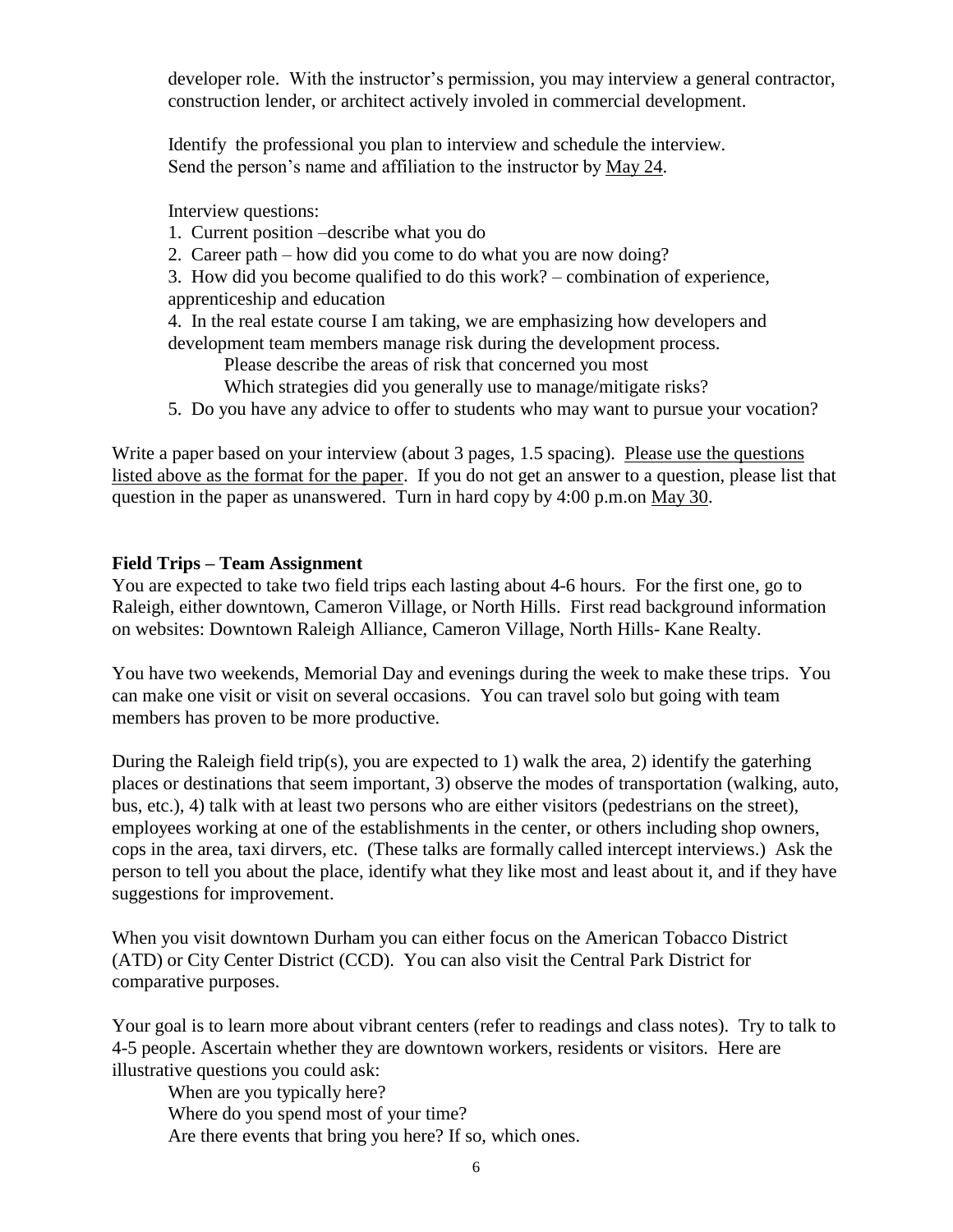developer role. With the instructor's permission, you may interview a general contractor, construction lender, or architect actively involed in commercial development.

Identify the professional you plan to interview and schedule the interview. Send the person's name and affiliation to the instructor by May 24.

Interview questions:

1. Current position –describe what you do
2. Career path – how did you come to do what you are now doing?
3. How did you become qualified to do this work? – combination of experience, apprenticeship and education
4. In the real estate course I am taking, we are emphasizing how developers and development team members manage risk during the development process.
   Please describe the areas of risk that concerned you most
   Which strategies did you generally use to manage/mitigate risks?
5. Do you have any advice to offer to students who may want to pursue your vocation?

Write a paper based on your interview (about 3 pages, 1.5 spacing). Please use the questions listed above as the format for the paper. If you do not get an answer to a question, please list that question in the paper as unanswered. Turn in hard copy by 4:00 p.m.on May 30.

**Field Trips – Team Assignment**

You are expected to take two field trips each lasting about 4-6 hours. For the first one, go to Raleigh, either downtown, Cameron Village, or North Hills. First read background information on websites: Downtown Raleigh Alliance, Cameron Village, North Hills- Kane Realty.

You have two weekends, Memorial Day and evenings during the week to make these trips. You can make one visit or visit on several occasions. You can travel solo but going with team members has proven to be more productive.

During the Raleigh field trip(s), you are expected to 1) walk the area, 2) identify the gaterhing places or destinations that seem important, 3) observe the modes of transportation (walking, auto, bus, etc.), 4) talk with at least two persons who are either visitors (pedestrians on the street), employees working at one of the establishments in the center, or others including shop owners, cops in the area, taxi dirvers, etc. (These talks are formally called intercept interviews.) Ask the person to tell you about the place, identify what they like most and least about it, and if they have suggestions for improvement.

When you visit downtown Durham you can either focus on the American Tobacco District (ATD) or City Center District (CCD). You can also visit the Central Park District for comparative purposes.

Your goal is to learn more about vibrant centers (refer to readings and class notes). Try to talk to 4-5 people. Ascertain whether they are downtown workers, residents or visitors. Here are illustrative questions you could ask:

When are you typically here?
Where do you spend most of your time?
Are there events that bring you here? If so, which ones.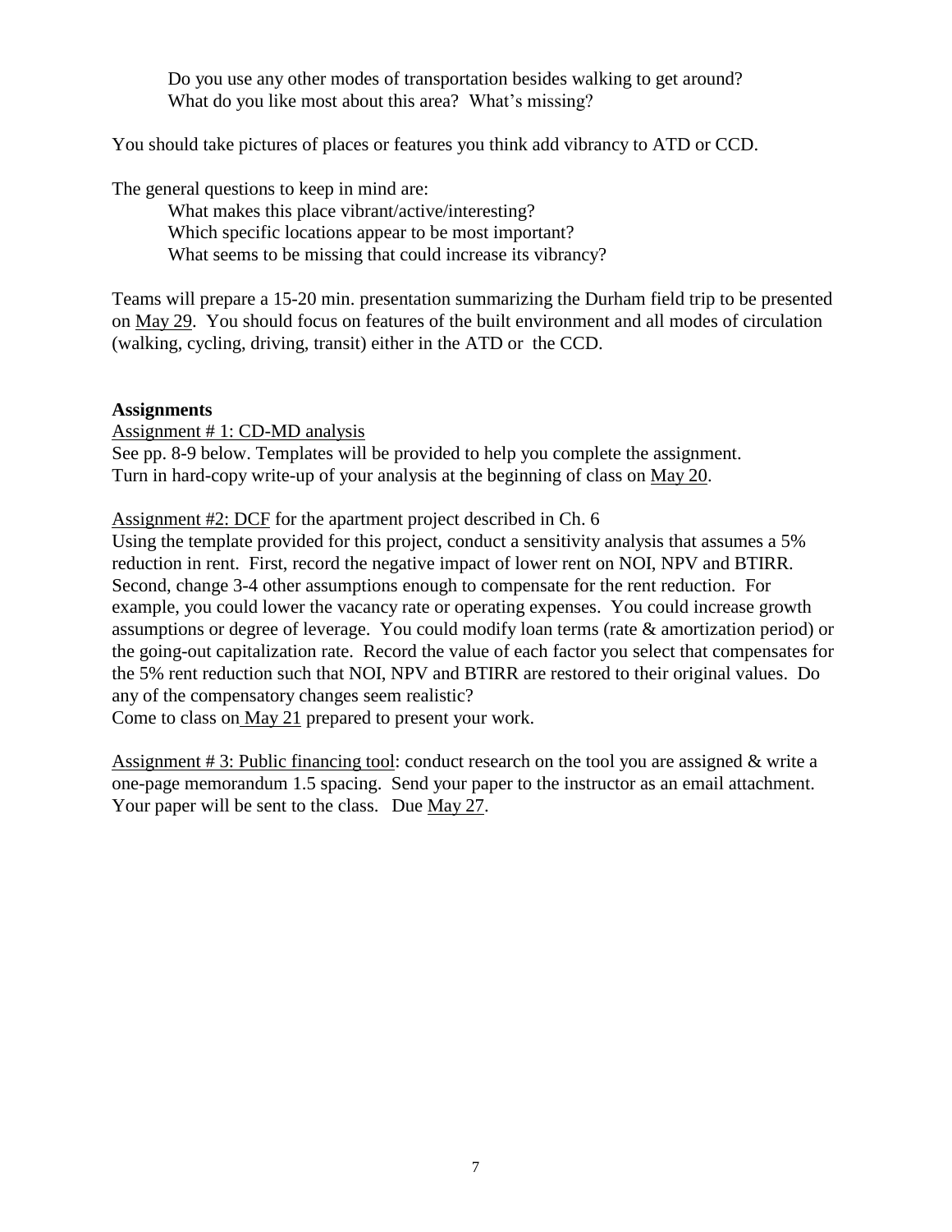Do you use any other modes of transportation besides walking to get around?
What do you like most about this area? What's missing?

You should take pictures of places or features you think add vibrancy to ATD or CCD.

The general questions to keep in mind are:

What makes this place vibrant/active/interesting?
Which specific locations appear to be most important?
What seems to be missing that could increase its vibrancy?

Teams will prepare a 15-20 min. presentation summarizing the Durham field trip to be presented on May 29. You should focus on features of the built environment and all modes of circulation (walking, cycling, driving, transit) either in the ATD or the CCD.

**Assignments**

Assignment # 1: CD-MD analysis
See pp. 8-9 below. Templates will be provided to help you complete the assignment.
Turn in hard-copy write-up of your analysis at the beginning of class on May 20.

Assignment #2: DCF for the apartment project described in Ch. 6
Using the template provided for this project, conduct a sensitivity analysis that assumes a 5% reduction in rent. First, record the negative impact of lower rent on NOI, NPV and BTIRR. Second, change 3-4 other assumptions enough to compensate for the rent reduction. For example, you could lower the vacancy rate or operating expenses. You could increase growth assumptions or degree of leverage. You could modify loan terms (rate & amortization period) or the going-out capitalization rate. Record the value of each factor you select that compensates for the 5% rent reduction such that NOI, NPV and BTIRR are restored to their original values. Do any of the compensatory changes seem realistic?
Come to class on May 21 prepared to present your work.

Assignment # 3: Public financing tool: conduct research on the tool you are assigned & write a one-page memorandum 1.5 spacing. Send your paper to the instructor as an email attachment. Your paper will be sent to the class. Due May 27.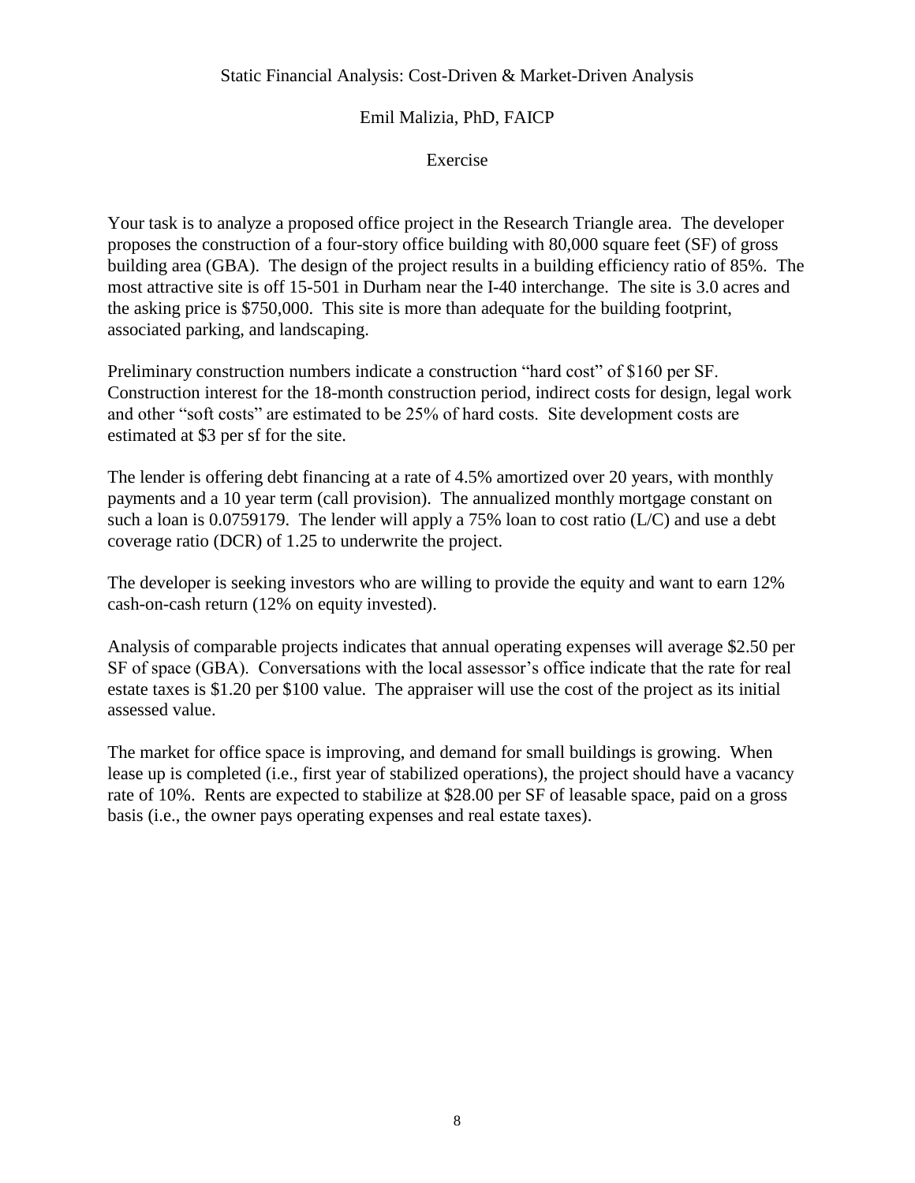# Static Financial Analysis: Cost-Driven & Market-Driven Analysis

## Emil Malizia, PhD, FAICP

### Exercise

Your task is to analyze a proposed office project in the Research Triangle area. The developer proposes the construction of a four-story office building with 80,000 square feet (SF) of gross building area (GBA). The design of the project results in a building efficiency ratio of 85%. The most attractive site is off 15-501 in Durham near the I-40 interchange. The site is 3.0 acres and the asking price is $750,000. This site is more than adequate for the building footprint, associated parking, and landscaping.

Preliminary construction numbers indicate a construction "hard cost" of $160 per SF. Construction interest for the 18-month construction period, indirect costs for design, legal work and other "soft costs" are estimated to be 25% of hard costs. Site development costs are estimated at $3 per sf for the site.

The lender is offering debt financing at a rate of 4.5% amortized over 20 years, with monthly payments and a 10 year term (call provision). The annualized monthly mortgage constant on such a loan is 0.0759179. The lender will apply a 75% loan to cost ratio (L/C) and use a debt coverage ratio (DCR) of 1.25 to underwrite the project.

The developer is seeking investors who are willing to provide the equity and want to earn 12% cash-on-cash return (12% on equity invested).

Analysis of comparable projects indicates that annual operating expenses will average $2.50 per SF of space (GBA). Conversations with the local assessor's office indicate that the rate for real estate taxes is $1.20 per $100 value. The appraiser will use the cost of the project as its initial assessed value.

The market for office space is improving, and demand for small buildings is growing. When lease up is completed (i.e., first year of stabilized operations), the project should have a vacancy rate of 10%. Rents are expected to stabilize at $28.00 per SF of leasable space, paid on a gross basis (i.e., the owner pays operating expenses and real estate taxes).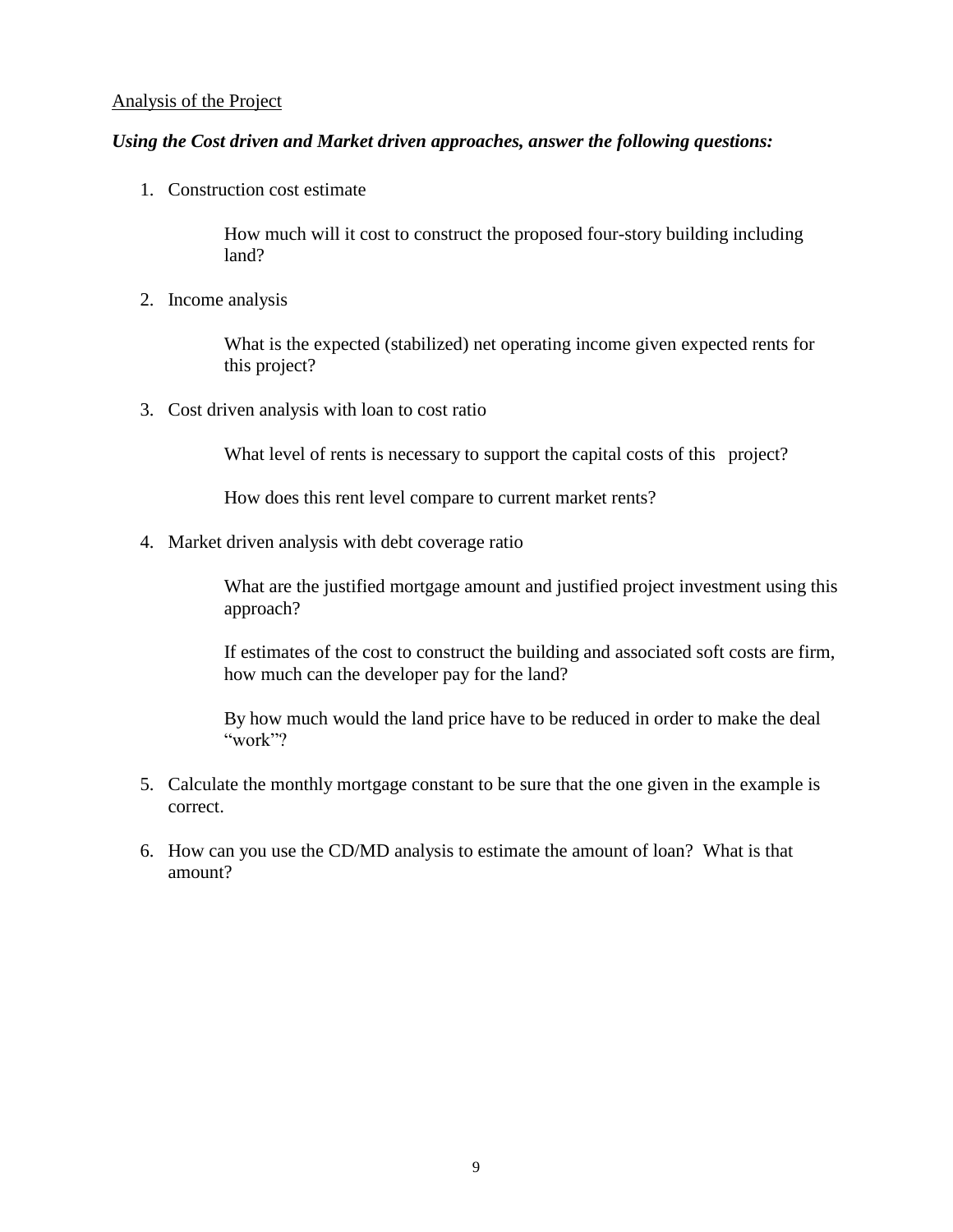<u>Analysis of the Project</u>

***Using the Cost driven and Market driven approaches, answer the following questions:***

1. Construction cost estimate

   How much will it cost to construct the proposed four-story building including land?

2. Income analysis

   What is the expected (stabilized) net operating income given expected rents for this project?

3. Cost driven analysis with loan to cost ratio

   What level of rents is necessary to support the capital costs of this project?

   How does this rent level compare to current market rents?

4. Market driven analysis with debt coverage ratio

   What are the justified mortgage amount and justified project investment using this approach?

   If estimates of the cost to construct the building and associated soft costs are firm, how much can the developer pay for the land?

   By how much would the land price have to be reduced in order to make the deal "work"?

5. Calculate the monthly mortgage constant to be sure that the one given in the example is correct.

6. How can you use the CD/MD analysis to estimate the amount of loan? What is that amount?